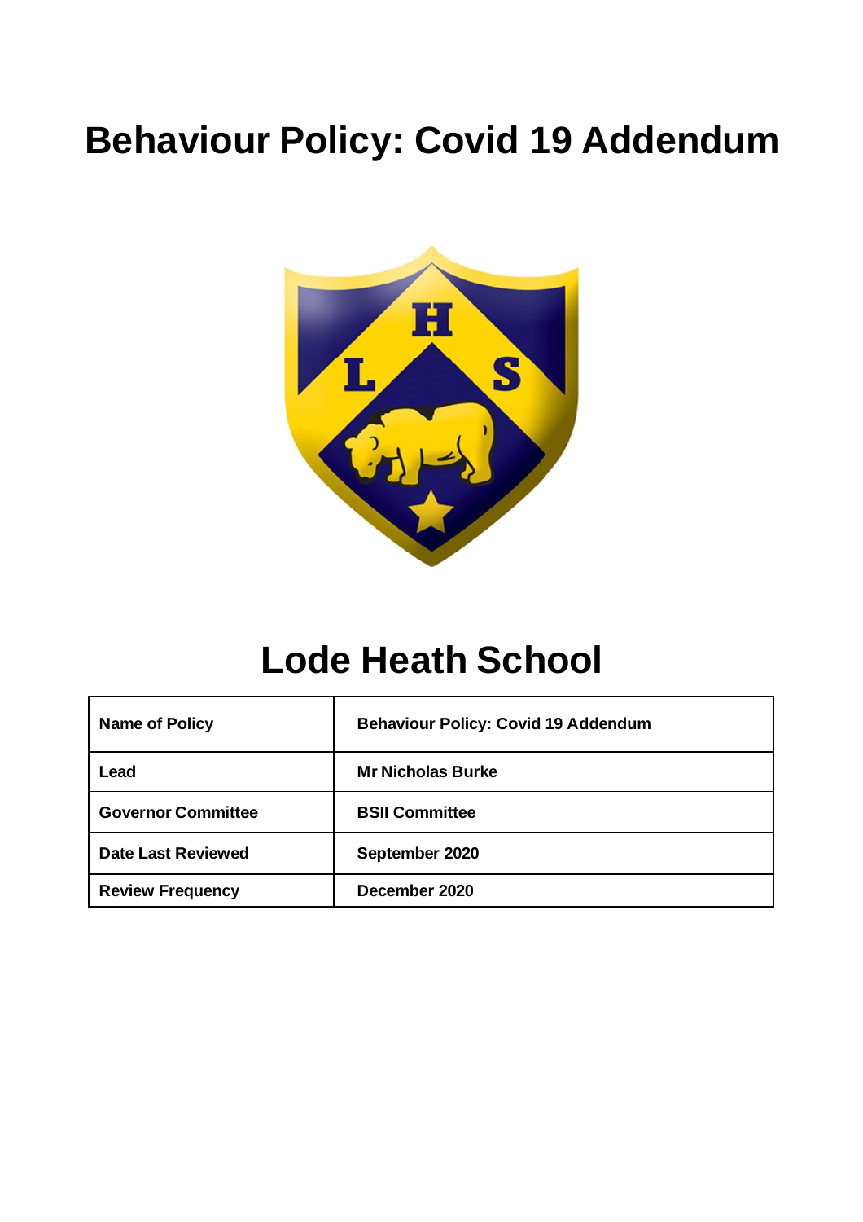# Behaviour Policy: Covid 19 Addendum

# Lode Heath School

| Name of Policy | Behaviour Policy: Covid 19 Addendum |
|---|---|
| Lead | Mr Nicholas Burke |
| Governor Committee | BSII Committee |
| Date Last Reviewed | September 2020 |
| Review Frequency | December 2020 |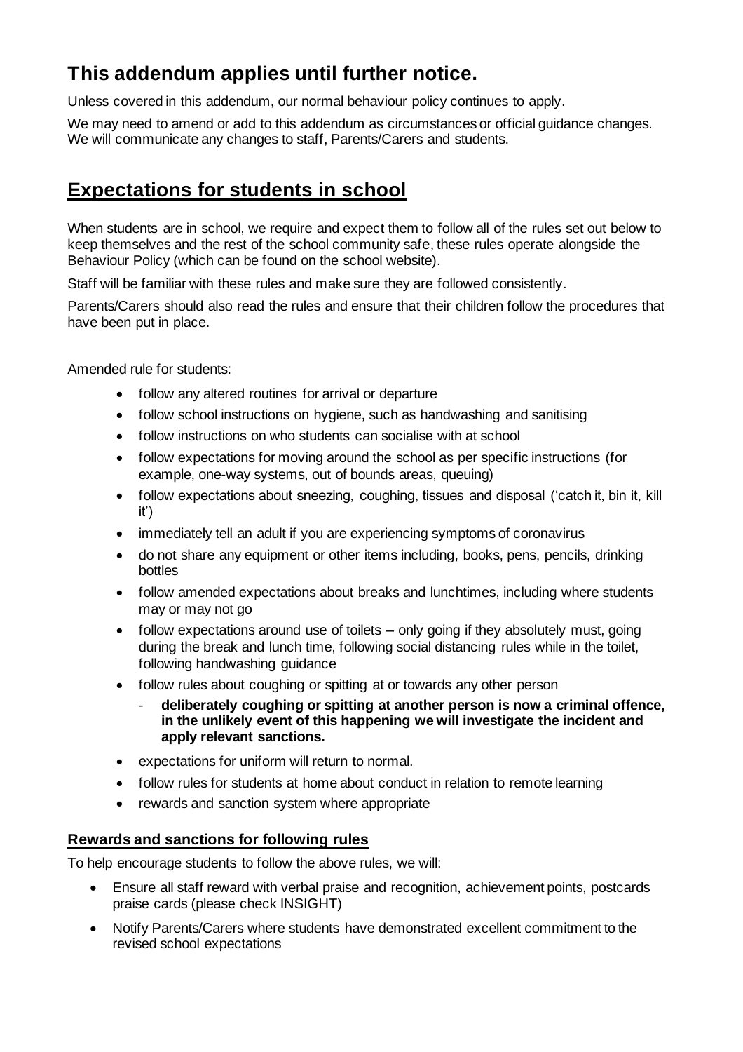## This addendum applies until further notice.

Unless covered in this addendum, our normal behaviour policy continues to apply.

We may need to amend or add to this addendum as circumstances or official guidance changes. We will communicate any changes to staff, Parents/Carers and students.

# Expectations for students in school

When students are in school, we require and expect them to follow all of the rules set out below to keep themselves and the rest of the school community safe, these rules operate alongside the Behaviour Policy (which can be found on the school website).

Staff will be familiar with these rules and make sure they are followed consistently.

Parents/Carers should also read the rules and ensure that their children follow the procedures that have been put in place.

Amended rule for students:

- follow any altered routines for arrival or departure
- follow school instructions on hygiene, such as handwashing and sanitising
- follow instructions on who students can socialise with at school
- follow expectations for moving around the school as per specific instructions (for example, one-way systems, out of bounds areas, queuing)
- follow expectations about sneezing, coughing, tissues and disposal ('catch it, bin it, kill it')
- immediately tell an adult if you are experiencing symptoms of coronavirus
- do not share any equipment or other items including, books, pens, pencils, drinking bottles
- follow amended expectations about breaks and lunchtimes, including where students may or may not go
- follow expectations around use of toilets – only going if they absolutely must, going during the break and lunch time, following social distancing rules while in the toilet, following handwashing guidance
- follow rules about coughing or spitting at or towards any other person
  - **deliberately coughing or spitting at another person is now a criminal offence, in the unlikely event of this happening we will investigate the incident and apply relevant sanctions.**
- expectations for uniform will return to normal.
- follow rules for students at home about conduct in relation to remote learning
- rewards and sanction system where appropriate

### Rewards and sanctions for following rules

To help encourage students to follow the above rules, we will:

- Ensure all staff reward with verbal praise and recognition, achievement points, postcards praise cards (please check INSIGHT)
- Notify Parents/Carers where students have demonstrated excellent commitment to the revised school expectations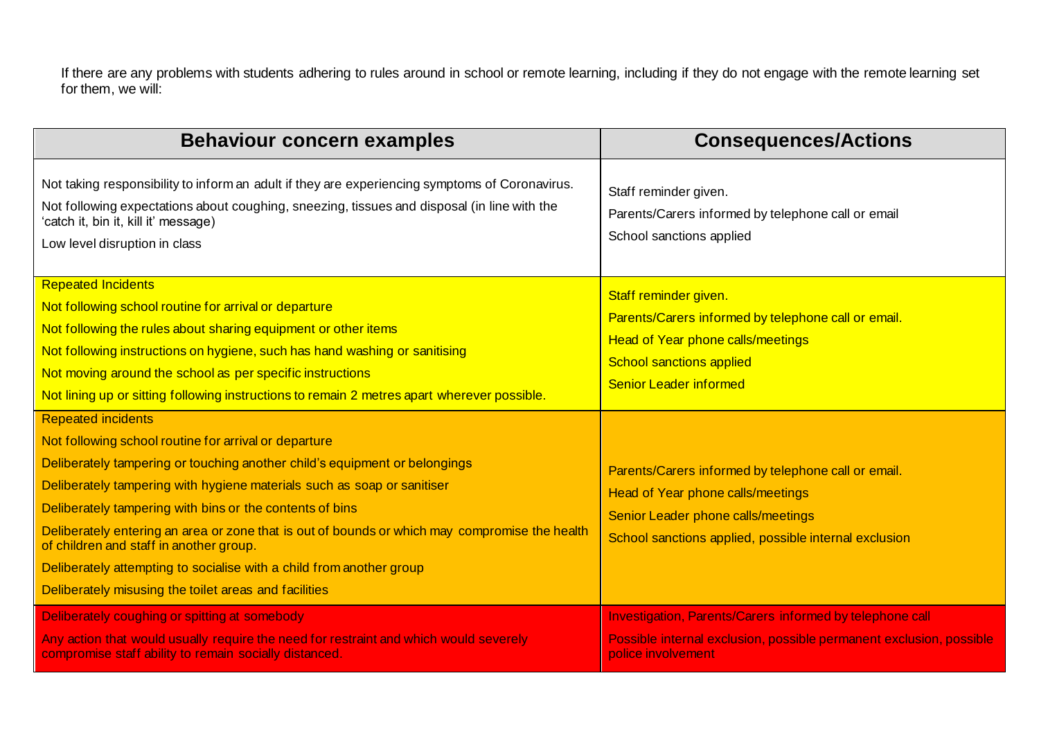If there are any problems with students adhering to rules around in school or remote learning, including if they do not engage with the remote learning set for them, we will:

| Behaviour concern examples | Consequences/Actions |
| --- | --- |
| Not taking responsibility to inform an adult if they are experiencing symptoms of Coronavirus.<br>Not following expectations about coughing, sneezing, tissues and disposal (in line with the 'catch it, bin it, kill it' message)<br>Low level disruption in class | Staff reminder given.<br>Parents/Carers informed by telephone call or email<br>School sanctions applied |
| Repeated Incidents<br>Not following school routine for arrival or departure<br>Not following the rules about sharing equipment or other items<br>Not following instructions on hygiene, such has hand washing or sanitising<br>Not moving around the school as per specific instructions<br>Not lining up or sitting following instructions to remain 2 metres apart wherever possible. | Staff reminder given.<br>Parents/Carers informed by telephone call or email.<br>Head of Year phone calls/meetings<br>School sanctions applied<br>Senior Leader informed |
| Repeated incidents<br>Not following school routine for arrival or departure<br>Deliberately tampering or touching another child's equipment or belongings<br>Deliberately tampering with hygiene materials such as soap or sanitiser<br>Deliberately tampering with bins or the contents of bins<br>Deliberately entering an area or zone that is out of bounds or which may compromise the health of children and staff in another group.<br>Deliberately attempting to socialise with a child from another group<br>Deliberately misusing the toilet areas and facilities | Parents/Carers informed by telephone call or email.<br>Head of Year phone calls/meetings<br>Senior Leader phone calls/meetings<br>School sanctions applied, possible internal exclusion |
| Deliberately coughing or spitting at somebody<br>Any action that would usually require the need for restraint and which would severely compromise staff ability to remain socially distanced. | Investigation, Parents/Carers informed by telephone call<br>Possible internal exclusion, possible permanent exclusion, possible police involvement |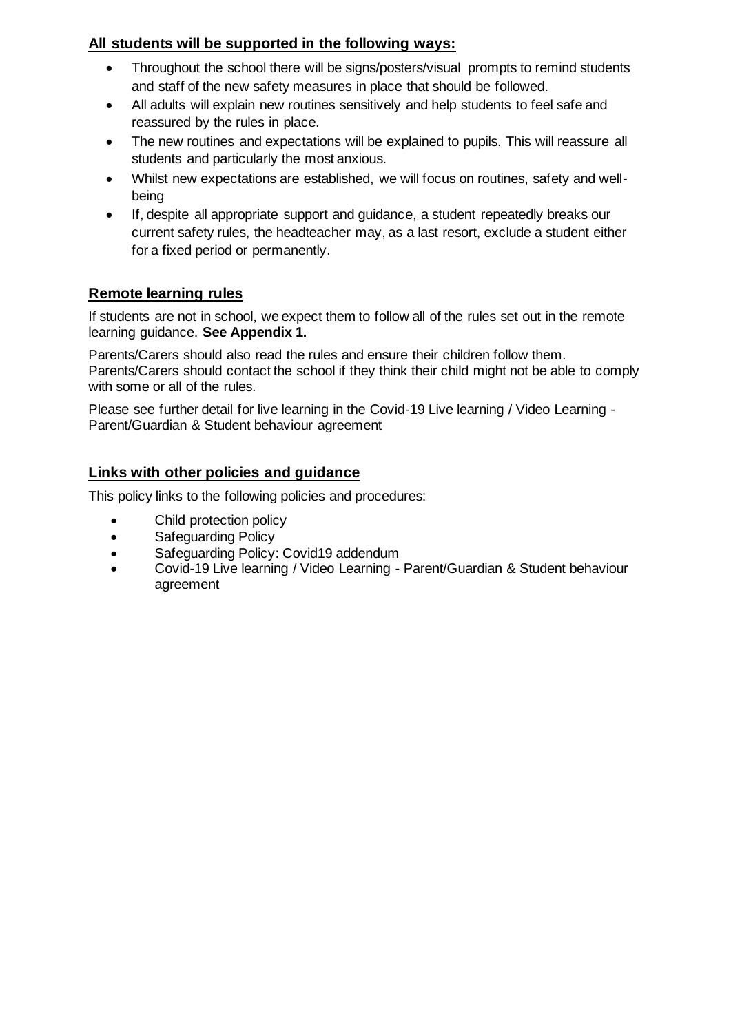## All students will be supported in the following ways:

- Throughout the school there will be signs/posters/visual prompts to remind students and staff of the new safety measures in place that should be followed.
- All adults will explain new routines sensitively and help students to feel safe and reassured by the rules in place.
- The new routines and expectations will be explained to pupils. This will reassure all students and particularly the most anxious.
- Whilst new expectations are established, we will focus on routines, safety and well-being
- If, despite all appropriate support and guidance, a student repeatedly breaks our current safety rules, the headteacher may, as a last resort, exclude a student either for a fixed period or permanently.

## Remote learning rules

If students are not in school, we expect them to follow all of the rules set out in the remote learning guidance. **See Appendix 1.**

Parents/Carers should also read the rules and ensure their children follow them. Parents/Carers should contact the school if they think their child might not be able to comply with some or all of the rules.

Please see further detail for live learning in the Covid-19 Live learning / Video Learning - Parent/Guardian & Student behaviour agreement

## Links with other policies and guidance

This policy links to the following policies and procedures:

- Child protection policy
- Safeguarding Policy
- Safeguarding Policy: Covid19 addendum
- Covid-19 Live learning / Video Learning - Parent/Guardian & Student behaviour agreement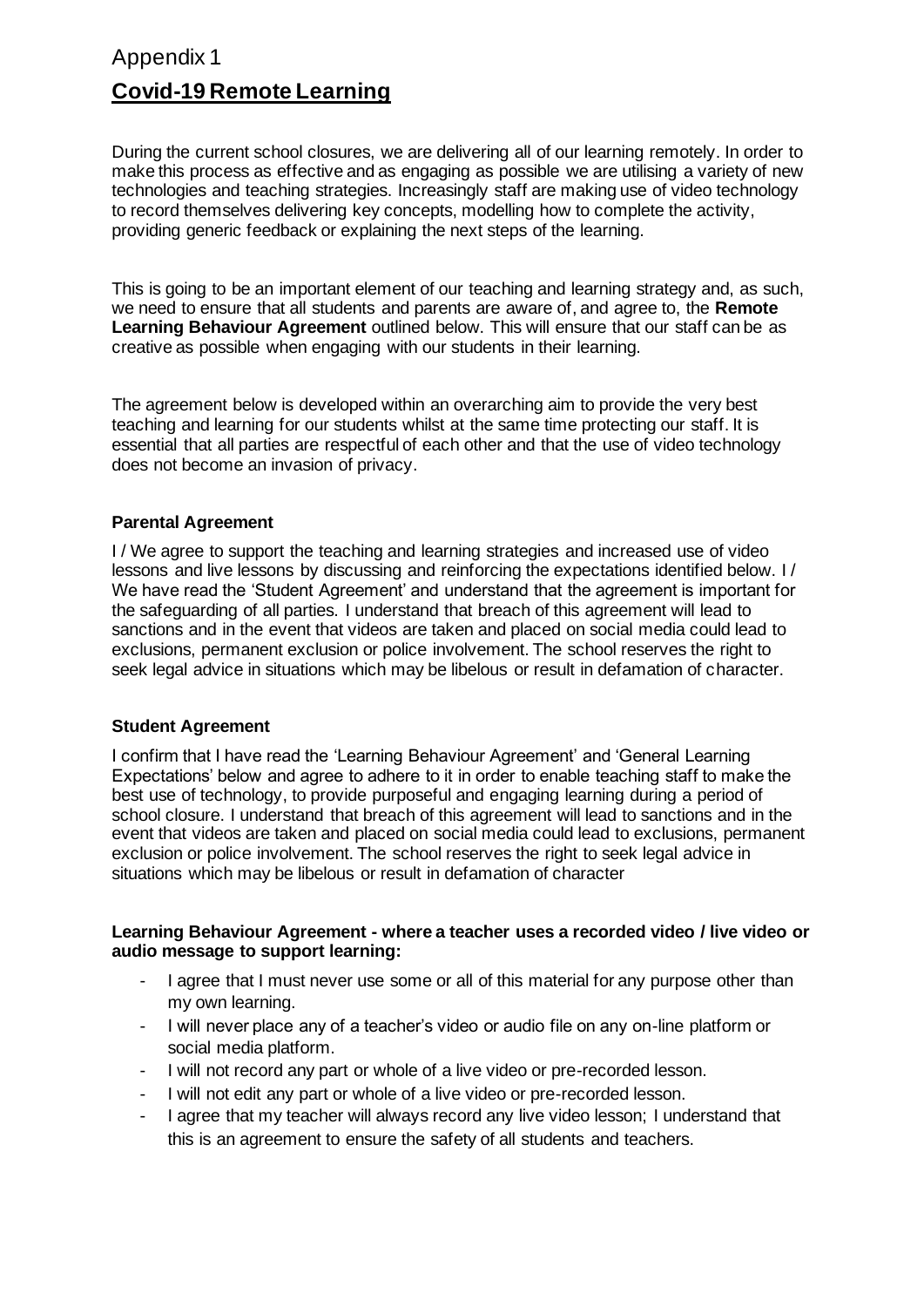Appendix 1

## Covid-19 Remote Learning

During the current school closures, we are delivering all of our learning remotely. In order to make this process as effective and as engaging as possible we are utilising a variety of new technologies and teaching strategies. Increasingly staff are making use of video technology to record themselves delivering key concepts, modelling how to complete the activity, providing generic feedback or explaining the next steps of the learning.

This is going to be an important element of our teaching and learning strategy and, as such, we need to ensure that all students and parents are aware of, and agree to, the **Remote Learning Behaviour Agreement** outlined below. This will ensure that our staff can be as creative as possible when engaging with our students in their learning.

The agreement below is developed within an overarching aim to provide the very best teaching and learning for our students whilst at the same time protecting our staff. It is essential that all parties are respectful of each other and that the use of video technology does not become an invasion of privacy.

**Parental Agreement**

I / We agree to support the teaching and learning strategies and increased use of video lessons and live lessons by discussing and reinforcing the expectations identified below. I / We have read the 'Student Agreement' and understand that the agreement is important for the safeguarding of all parties. I understand that breach of this agreement will lead to sanctions and in the event that videos are taken and placed on social media could lead to exclusions, permanent exclusion or police involvement. The school reserves the right to seek legal advice in situations which may be libelous or result in defamation of character.

**Student Agreement**

I confirm that I have read the 'Learning Behaviour Agreement' and 'General Learning Expectations' below and agree to adhere to it in order to enable teaching staff to make the best use of technology, to provide purposeful and engaging learning during a period of school closure. I understand that breach of this agreement will lead to sanctions and in the event that videos are taken and placed on social media could lead to exclusions, permanent exclusion or police involvement. The school reserves the right to seek legal advice in situations which may be libelous or result in defamation of character

**Learning Behaviour Agreement - where a teacher uses a recorded video / live video or audio message to support learning:**

- I agree that I must never use some or all of this material for any purpose other than my own learning.
- I will never place any of a teacher's video or audio file on any on-line platform or social media platform.
- I will not record any part or whole of a live video or pre-recorded lesson.
- I will not edit any part or whole of a live video or pre-recorded lesson.
- I agree that my teacher will always record any live video lesson; I understand that this is an agreement to ensure the safety of all students and teachers.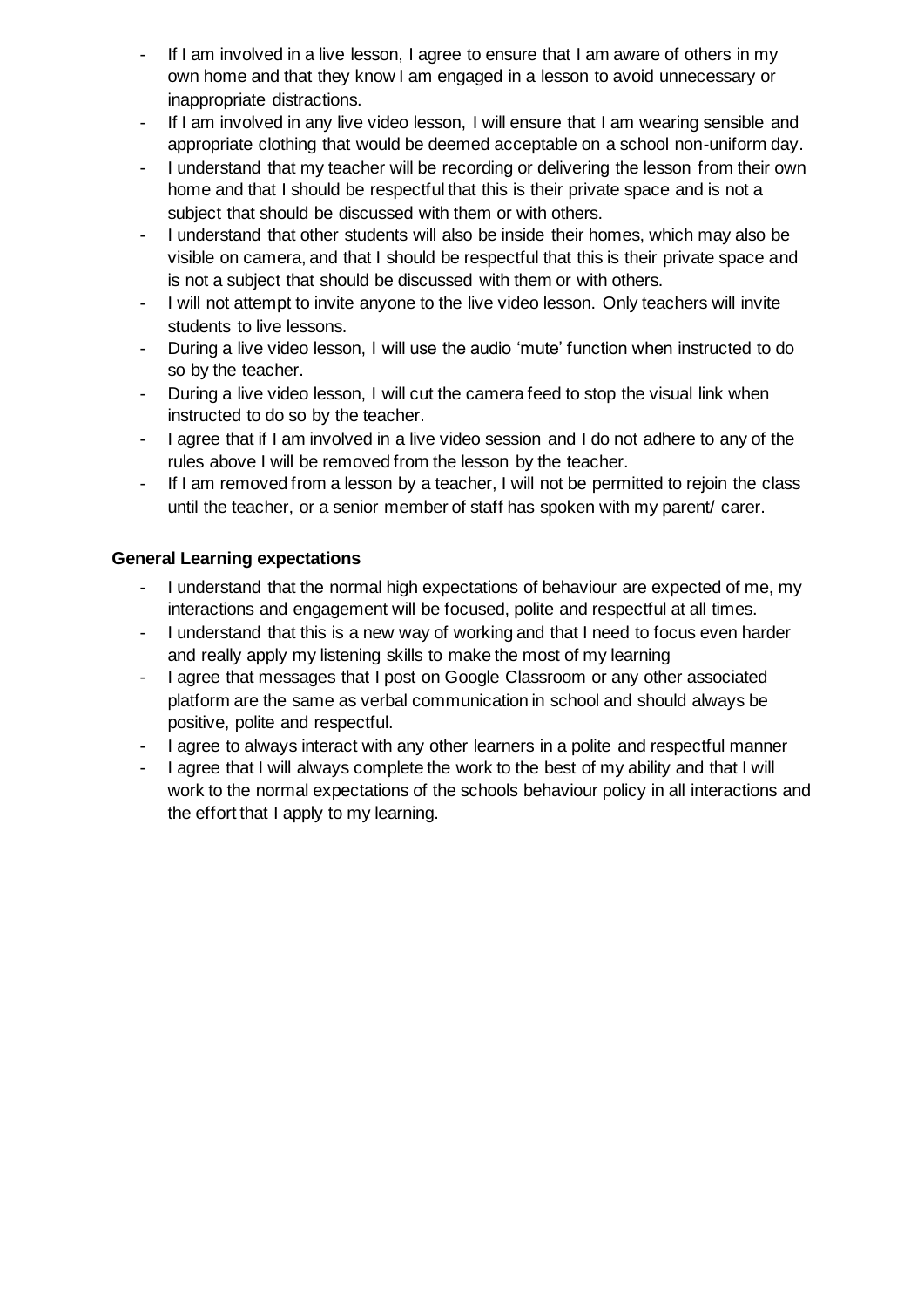- If I am involved in a live lesson, I agree to ensure that I am aware of others in my own home and that they know I am engaged in a lesson to avoid unnecessary or inappropriate distractions.
- If I am involved in any live video lesson, I will ensure that I am wearing sensible and appropriate clothing that would be deemed acceptable on a school non-uniform day.
- I understand that my teacher will be recording or delivering the lesson from their own home and that I should be respectful that this is their private space and is not a subject that should be discussed with them or with others.
- I understand that other students will also be inside their homes, which may also be visible on camera, and that I should be respectful that this is their private space and is not a subject that should be discussed with them or with others.
- I will not attempt to invite anyone to the live video lesson. Only teachers will invite students to live lessons.
- During a live video lesson, I will use the audio 'mute' function when instructed to do so by the teacher.
- During a live video lesson, I will cut the camera feed to stop the visual link when instructed to do so by the teacher.
- I agree that if I am involved in a live video session and I do not adhere to any of the rules above I will be removed from the lesson by the teacher.
- If I am removed from a lesson by a teacher, I will not be permitted to rejoin the class until the teacher, or a senior member of staff has spoken with my parent/ carer.

**General Learning expectations**

- I understand that the normal high expectations of behaviour are expected of me, my interactions and engagement will be focused, polite and respectful at all times.
- I understand that this is a new way of working and that I need to focus even harder and really apply my listening skills to make the most of my learning
- I agree that messages that I post on Google Classroom or any other associated platform are the same as verbal communication in school and should always be positive, polite and respectful.
- I agree to always interact with any other learners in a polite and respectful manner
- I agree that I will always complete the work to the best of my ability and that I will work to the normal expectations of the schools behaviour policy in all interactions and the effort that I apply to my learning.